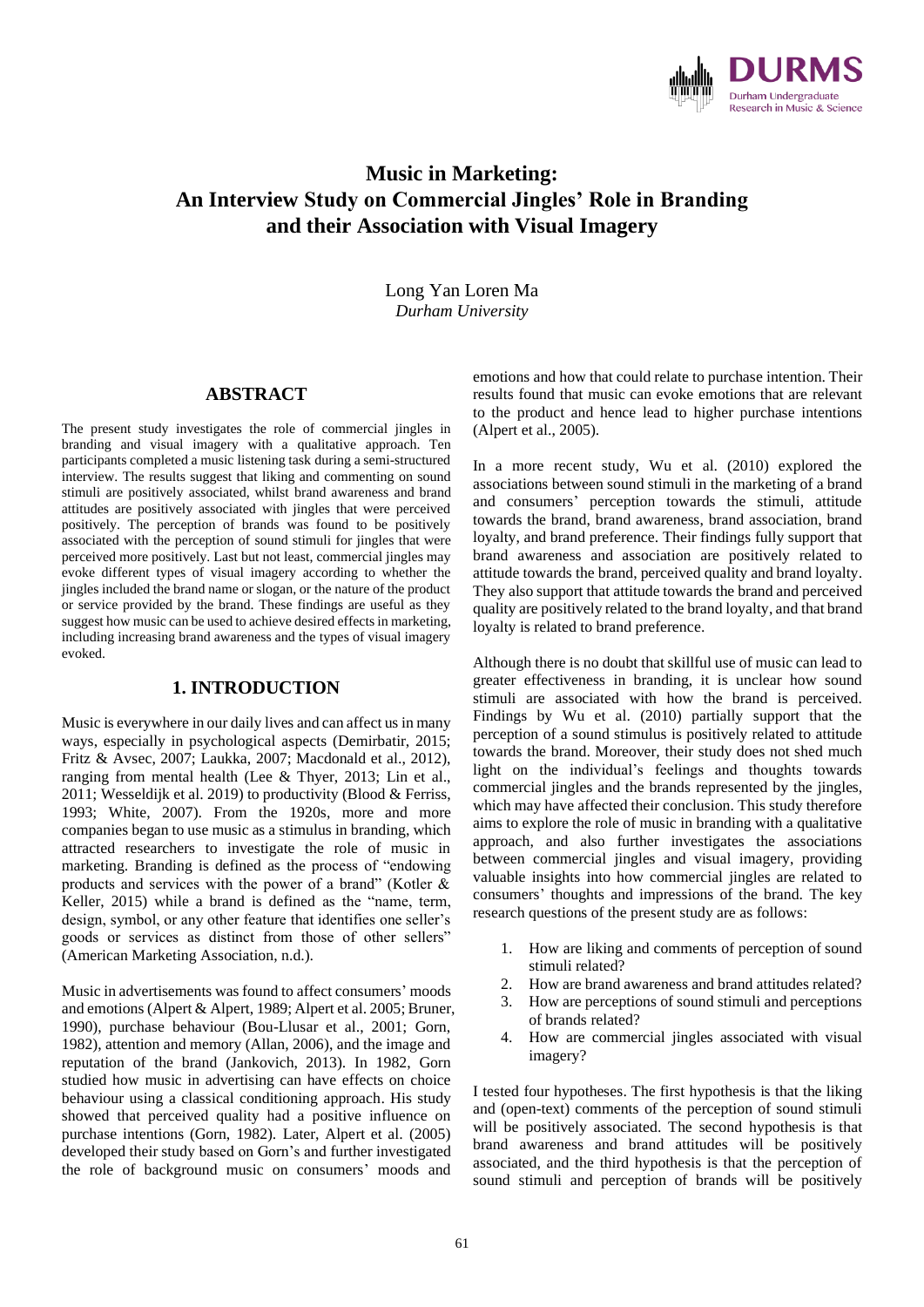# Music in Marketing: An Interview Study on Commercial Jingles' Role in Branding and their Association with Visual Imagery

Long Yan Loren Ma
*Durham University*

## ABSTRACT

The present study investigates the role of commercial jingles in branding and visual imagery with a qualitative approach. Ten participants completed a music listening task during a semi-structured interview. The results suggest that liking and commenting on sound stimuli are positively associated, whilst brand awareness and brand attitudes are positively associated with jingles that were perceived positively. The perception of brands was found to be positively associated with the perception of sound stimuli for jingles that were perceived more positively. Last but not least, commercial jingles may evoke different types of visual imagery according to whether the jingles included the brand name or slogan, or the nature of the product or service provided by the brand. These findings are useful as they suggest how music can be used to achieve desired effects in marketing, including increasing brand awareness and the types of visual imagery evoked.

## 1. INTRODUCTION

Music is everywhere in our daily lives and can affect us in many ways, especially in psychological aspects (Demirbatir, 2015; Fritz & Avsec, 2007; Laukka, 2007; Macdonald et al., 2012), ranging from mental health (Lee & Thyer, 2013; Lin et al., 2011; Wesseldijk et al. 2019) to productivity (Blood & Ferriss, 1993; White, 2007). From the 1920s, more and more companies began to use music as a stimulus in branding, which attracted researchers to investigate the role of music in marketing. Branding is defined as the process of "endowing products and services with the power of a brand" (Kotler & Keller, 2015) while a brand is defined as the "name, term, design, symbol, or any other feature that identifies one seller's goods or services as distinct from those of other sellers" (American Marketing Association, n.d.).

Music in advertisements was found to affect consumers' moods and emotions (Alpert & Alpert, 1989; Alpert et al. 2005; Bruner, 1990), purchase behaviour (Bou-Llusar et al., 2001; Gorn, 1982), attention and memory (Allan, 2006), and the image and reputation of the brand (Jankovich, 2013). In 1982, Gorn studied how music in advertising can have effects on choice behaviour using a classical conditioning approach. His study showed that perceived quality had a positive influence on purchase intentions (Gorn, 1982). Later, Alpert et al. (2005) developed their study based on Gorn's and further investigated the role of background music on consumers' moods and emotions and how that could relate to purchase intention. Their results found that music can evoke emotions that are relevant to the product and hence lead to higher purchase intentions (Alpert et al., 2005).

In a more recent study, Wu et al. (2010) explored the associations between sound stimuli in the marketing of a brand and consumers' perception towards the stimuli, attitude towards the brand, brand awareness, brand association, brand loyalty, and brand preference. Their findings fully support that brand awareness and association are positively related to attitude towards the brand, perceived quality and brand loyalty. They also support that attitude towards the brand and perceived quality are positively related to the brand loyalty, and that brand loyalty is related to brand preference.

Although there is no doubt that skillful use of music can lead to greater effectiveness in branding, it is unclear how sound stimuli are associated with how the brand is perceived. Findings by Wu et al. (2010) partially support that the perception of a sound stimulus is positively related to attitude towards the brand. Moreover, their study does not shed much light on the individual's feelings and thoughts towards commercial jingles and the brands represented by the jingles, which may have affected their conclusion. This study therefore aims to explore the role of music in branding with a qualitative approach, and also further investigates the associations between commercial jingles and visual imagery, providing valuable insights into how commercial jingles are related to consumers' thoughts and impressions of the brand. The key research questions of the present study are as follows:

1. How are liking and comments of perception of sound stimuli related?
2. How are brand awareness and brand attitudes related?
3. How are perceptions of sound stimuli and perceptions of brands related?
4. How are commercial jingles associated with visual imagery?

I tested four hypotheses. The first hypothesis is that the liking and (open-text) comments of the perception of sound stimuli will be positively associated. The second hypothesis is that brand awareness and brand attitudes will be positively associated, and the third hypothesis is that the perception of sound stimuli and perception of brands will be positively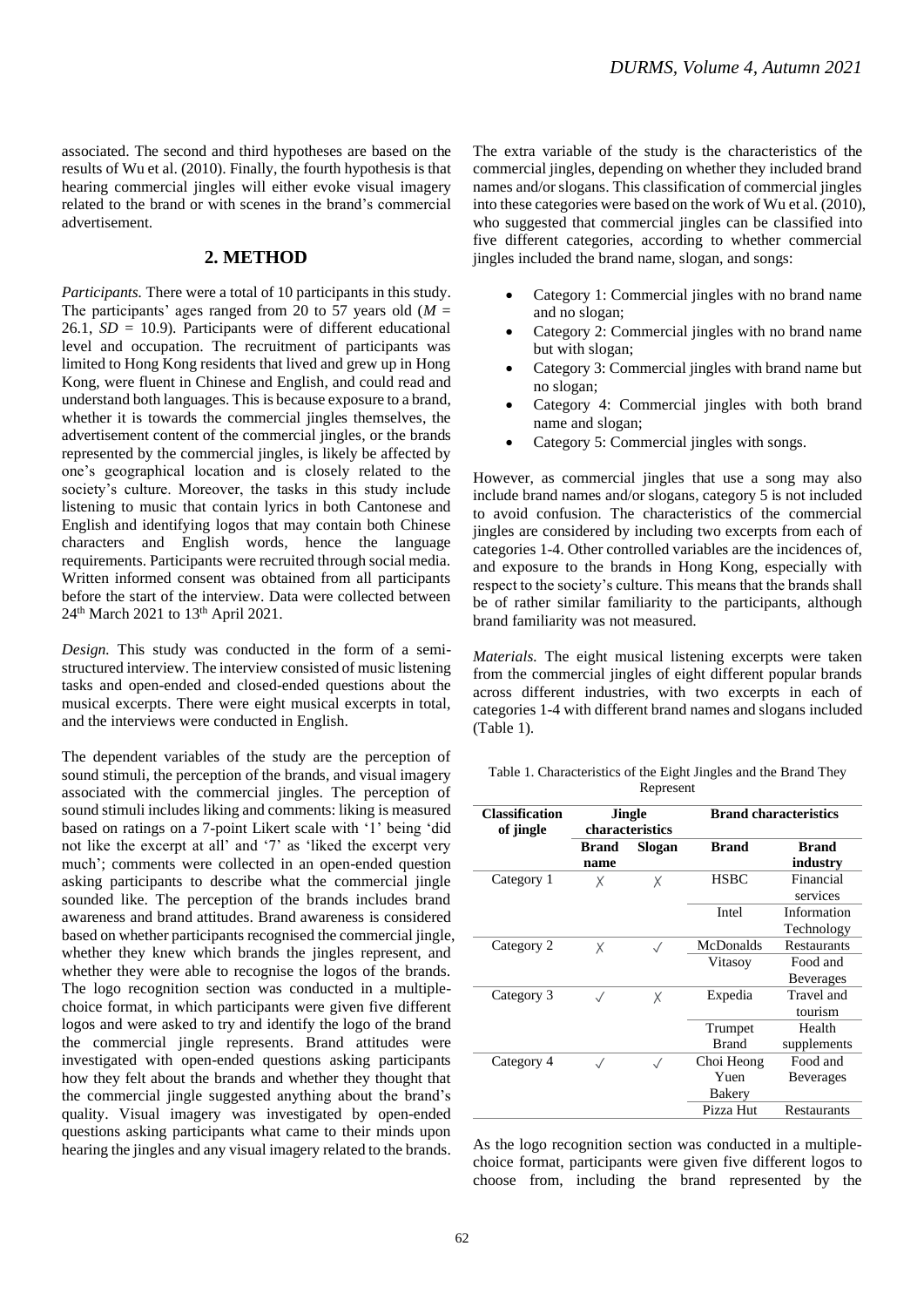associated. The second and third hypotheses are based on the results of Wu et al. (2010). Finally, the fourth hypothesis is that hearing commercial jingles will either evoke visual imagery related to the brand or with scenes in the brand's commercial advertisement.

## 2. METHOD

*Participants.* There were a total of 10 participants in this study. The participants' ages ranged from 20 to 57 years old ($M$ = 26.1, $SD$ = 10.9). Participants were of different educational level and occupation. The recruitment of participants was limited to Hong Kong residents that lived and grew up in Hong Kong, were fluent in Chinese and English, and could read and understand both languages. This is because exposure to a brand, whether it is towards the commercial jingles themselves, the advertisement content of the commercial jingles, or the brands represented by the commercial jingles, is likely be affected by one's geographical location and is closely related to the society's culture. Moreover, the tasks in this study include listening to music that contain lyrics in both Cantonese and English and identifying logos that may contain both Chinese characters and English words, hence the language requirements. Participants were recruited through social media. Written informed consent was obtained from all participants before the start of the interview. Data were collected between 24th March 2021 to 13th April 2021.

*Design.* This study was conducted in the form of a semi-structured interview. The interview consisted of music listening tasks and open-ended and closed-ended questions about the musical excerpts. There were eight musical excerpts in total, and the interviews were conducted in English.

The dependent variables of the study are the perception of sound stimuli, the perception of the brands, and visual imagery associated with the commercial jingles. The perception of sound stimuli includes liking and comments: liking is measured based on ratings on a 7-point Likert scale with '1' being 'did not like the excerpt at all' and '7' as 'liked the excerpt very much'; comments were collected in an open-ended question asking participants to describe what the commercial jingle sounded like. The perception of the brands includes brand awareness and brand attitudes. Brand awareness is considered based on whether participants recognised the commercial jingle, whether they knew which brands the jingles represent, and whether they were able to recognise the logos of the brands. The logo recognition section was conducted in a multiple-choice format, in which participants were given five different logos and were asked to try and identify the logo of the brand the commercial jingle represents. Brand attitudes were investigated with open-ended questions asking participants how they felt about the brands and whether they thought that the commercial jingle suggested anything about the brand's quality. Visual imagery was investigated by open-ended questions asking participants what came to their minds upon hearing the jingles and any visual imagery related to the brands.

The extra variable of the study is the characteristics of the commercial jingles, depending on whether they included brand names and/or slogans. This classification of commercial jingles into these categories were based on the work of Wu et al. (2010), who suggested that commercial jingles can be classified into five different categories, according to whether commercial jingles included the brand name, slogan, and songs:

- Category 1: Commercial jingles with no brand name and no slogan;
- Category 2: Commercial jingles with no brand name but with slogan;
- Category 3: Commercial jingles with brand name but no slogan;
- Category 4: Commercial jingles with both brand name and slogan;
- Category 5: Commercial jingles with songs.

However, as commercial jingles that use a song may also include brand names and/or slogans, category 5 is not included to avoid confusion. The characteristics of the commercial jingles are considered by including two excerpts from each of categories 1-4. Other controlled variables are the incidences of, and exposure to the brands in Hong Kong, especially with respect to the society's culture. This means that the brands shall be of rather similar familiarity to the participants, although brand familiarity was not measured.

*Materials.* The eight musical listening excerpts were taken from the commercial jingles of eight different popular brands across different industries, with two excerpts in each of categories 1-4 with different brand names and slogans included (Table 1).

Table 1. Characteristics of the Eight Jingles and the Brand They Represent

| Classification of jingle | Jingle characteristics | | Brand characteristics | |
|---|---|---|---|---|
| | **Brand name** | **Slogan** | **Brand** | **Brand industry** |
| Category 1 | ✗ | ✗ | HSBC | Financial services |
| | | | Intel | Information Technology |
| Category 2 | ✗ | ✓ | McDonalds | Restaurants |
| | | | Vitasoy | Food and Beverages |
| Category 3 | ✓ | ✗ | Expedia | Travel and tourism |
| | | | Trumpet Brand | Health supplements |
| Category 4 | ✓ | ✓ | Choi Heong Yuen Bakery | Food and Beverages |
| | | | Pizza Hut | Restaurants |

As the logo recognition section was conducted in a multiple-choice format, participants were given five different logos to choose from, including the brand represented by the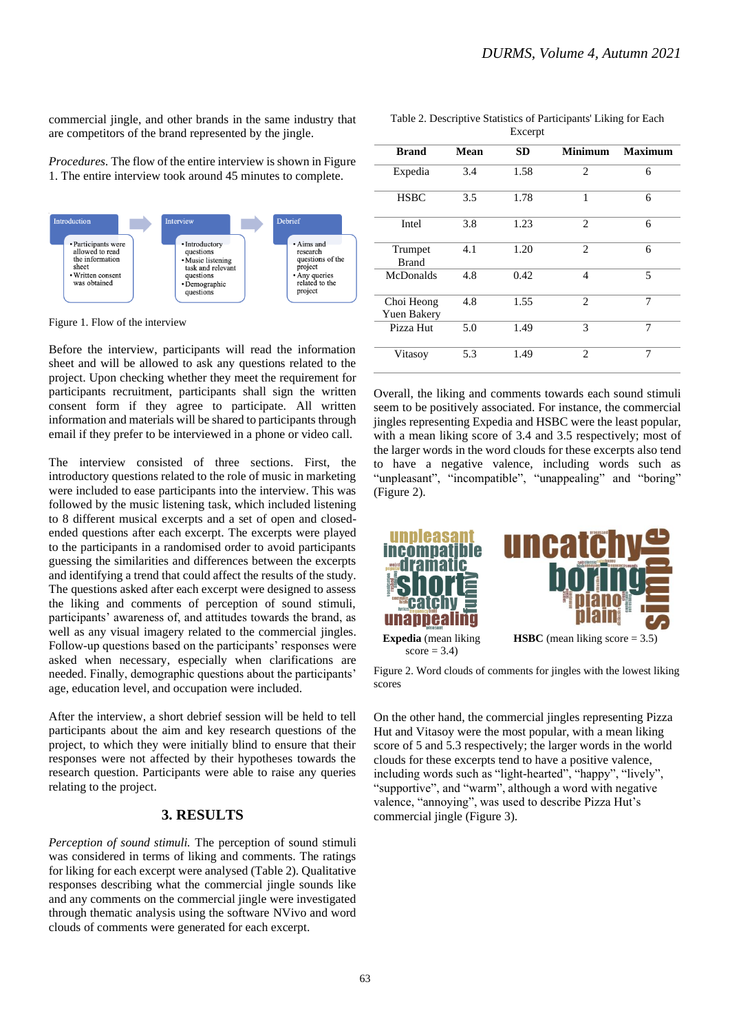commercial jingle, and other brands in the same industry that are competitors of the brand represented by the jingle.

*Procedures.* The flow of the entire interview is shown in Figure 1. The entire interview took around 45 minutes to complete.

Introduction
- Participants were allowed to read the information sheet
- Written consent was obtained

Interview
- Introductory questions
- Music listening task and relevant questions
- Demographic questions

Debrief
- Aims and research questions of the project
- Any queries related to the project

Figure 1. Flow of the interview

Before the interview, participants will read the information sheet and will be allowed to ask any questions related to the project. Upon checking whether they meet the requirement for participants recruitment, participants shall sign the written consent form if they agree to participate. All written information and materials will be shared to participants through email if they prefer to be interviewed in a phone or video call.

The interview consisted of three sections. First, the introductory questions related to the role of music in marketing were included to ease participants into the interview. This was followed by the music listening task, which included listening to 8 different musical excerpts and a set of open and closed-ended questions after each excerpt. The excerpts were played to the participants in a randomised order to avoid participants guessing the similarities and differences between the excerpts and identifying a trend that could affect the results of the study. The questions asked after each excerpt were designed to assess the liking and comments of perception of sound stimuli, participants' awareness of, and attitudes towards the brand, as well as any visual imagery related to the commercial jingles. Follow-up questions based on the participants' responses were asked when necessary, especially when clarifications are needed. Finally, demographic questions about the participants' age, education level, and occupation were included.

After the interview, a short debrief session will be held to tell participants about the aim and key research questions of the project, to which they were initially blind to ensure that their responses were not affected by their hypotheses towards the research question. Participants were able to raise any queries relating to the project.

## 3. RESULTS

*Perception of sound stimuli.* The perception of sound stimuli was considered in terms of liking and comments. The ratings for liking for each excerpt were analysed (Table 2). Qualitative responses describing what the commercial jingle sounds like and any comments on the commercial jingle were investigated through thematic analysis using the software NVivo and word clouds of comments were generated for each excerpt.

Table 2. Descriptive Statistics of Participants' Liking for Each Excerpt

| Brand | Mean | SD | Minimum | Maximum |
|---|---|---|---|---|
| Expedia | 3.4 | 1.58 | 2 | 6 |
| HSBC | 3.5 | 1.78 | 1 | 6 |
| Intel | 3.8 | 1.23 | 2 | 6 |
| Trumpet Brand | 4.1 | 1.20 | 2 | 6 |
| McDonalds | 4.8 | 0.42 | 4 | 5 |
| Choi Heong Yuen Bakery | 4.8 | 1.55 | 2 | 7 |
| Pizza Hut | 5.0 | 1.49 | 3 | 7 |
| Vitasoy | 5.3 | 1.49 | 2 | 7 |

Overall, the liking and comments towards each sound stimuli seem to be positively associated. For instance, the commercial jingles representing Expedia and HSBC were the least popular, with a mean liking score of 3.4 and 3.5 respectively; most of the larger words in the word clouds for these excerpts also tend to have a negative valence, including words such as "unpleasant", "incompatible", "unappealing" and "boring" (Figure 2).

**Expedia** (mean liking score = 3.4) **HSBC** (mean liking score = 3.5)

Figure 2. Word clouds of comments for jingles with the lowest liking scores

On the other hand, the commercial jingles representing Pizza Hut and Vitasoy were the most popular, with a mean liking score of 5 and 5.3 respectively; the larger words in the world clouds for these excerpts tend to have a positive valence, including words such as "light-hearted", "happy", "lively", "supportive", and "warm", although a word with negative valence, "annoying", was used to describe Pizza Hut's commercial jingle (Figure 3).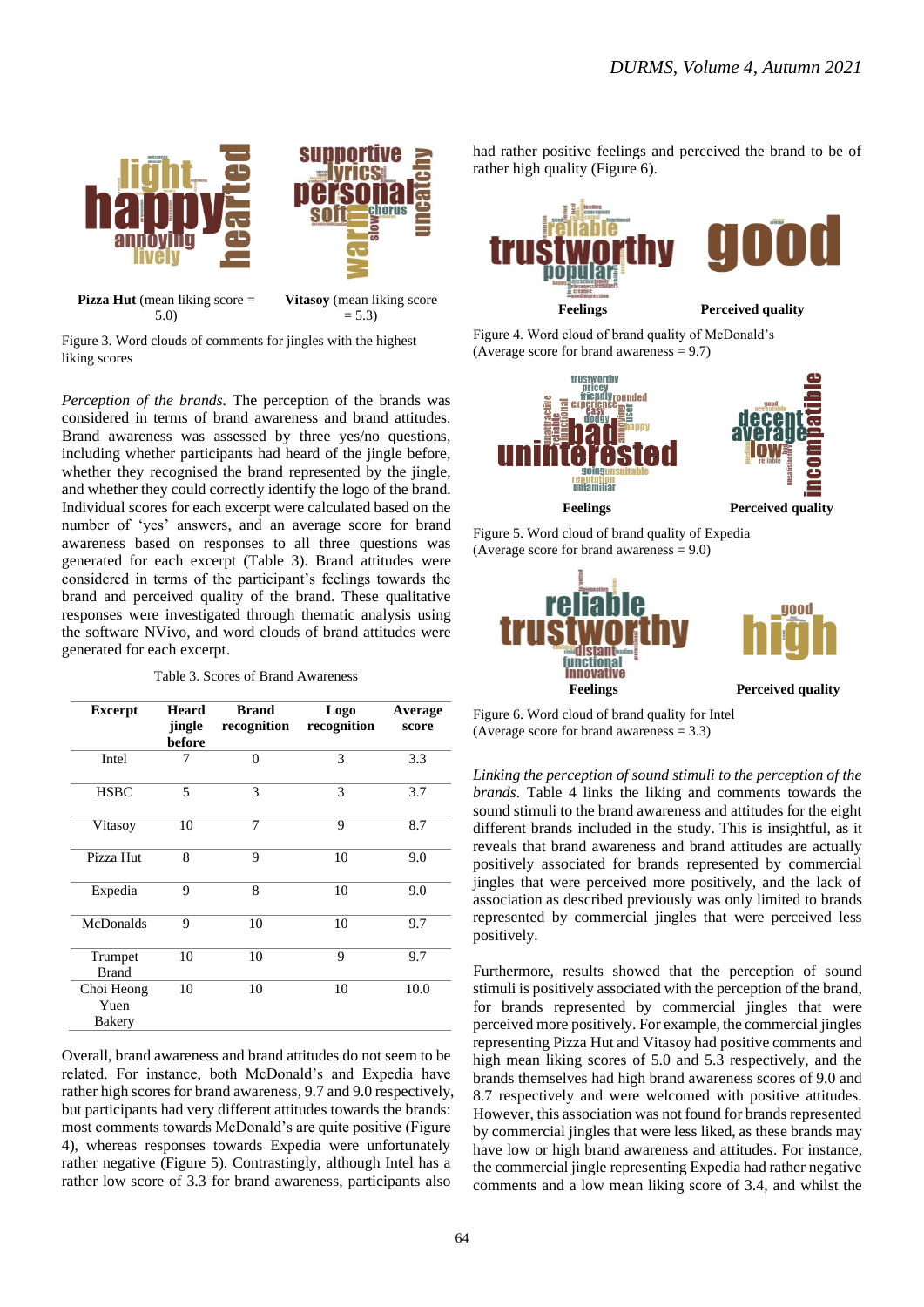**Pizza Hut** (mean liking score = 5.0)

**Vitasoy** (mean liking score = 5.3)

Figure 3. Word clouds of comments for jingles with the highest liking scores

*Perception of the brands.* The perception of the brands was considered in terms of brand awareness and brand attitudes. Brand awareness was assessed by three yes/no questions, including whether participants had heard of the jingle before, whether they recognised the brand represented by the jingle, and whether they could correctly identify the logo of the brand. Individual scores for each excerpt were calculated based on the number of 'yes' answers, and an average score for brand awareness based on responses to all three questions was generated for each excerpt (Table 3). Brand attitudes were considered in terms of the participant's feelings towards the brand and perceived quality of the brand. These qualitative responses were investigated through thematic analysis using the software NVivo, and word clouds of brand attitudes were generated for each excerpt.

Table 3. Scores of Brand Awareness

| Excerpt | Heard jingle before | Brand recognition | Logo recognition | Average score |
|---|---|---|---|---|
| Intel | 7 | 0 | 3 | 3.3 |
| HSBC | 5 | 3 | 3 | 3.7 |
| Vitasoy | 10 | 7 | 9 | 8.7 |
| Pizza Hut | 8 | 9 | 10 | 9.0 |
| Expedia | 9 | 8 | 10 | 9.0 |
| McDonalds | 9 | 10 | 10 | 9.7 |
| Trumpet Brand | 10 | 10 | 9 | 9.7 |
| Choi Heong Yuen Bakery | 10 | 10 | 10 | 10.0 |

Overall, brand awareness and brand attitudes do not seem to be related. For instance, both McDonald's and Expedia have rather high scores for brand awareness, 9.7 and 9.0 respectively, but participants had very different attitudes towards the brands: most comments towards McDonald's are quite positive (Figure 4), whereas responses towards Expedia were unfortunately rather negative (Figure 5). Contrastingly, although Intel has a rather low score of 3.3 for brand awareness, participants also had rather positive feelings and perceived the brand to be of rather high quality (Figure 6).

**Feelings** **Perceived quality**

Figure 4. Word cloud of brand quality of McDonald's (Average score for brand awareness = 9.7)

**Feelings** **Perceived quality**

Figure 5. Word cloud of brand quality of Expedia (Average score for brand awareness = 9.0)

**Feelings** **Perceived quality**

Figure 6. Word cloud of brand quality for Intel (Average score for brand awareness = 3.3)

*Linking the perception of sound stimuli to the perception of the brands.* Table 4 links the liking and comments towards the sound stimuli to the brand awareness and attitudes for the eight different brands included in the study. This is insightful, as it reveals that brand awareness and brand attitudes are actually positively associated for brands represented by commercial jingles that were perceived more positively, and the lack of association as described previously was only limited to brands represented by commercial jingles that were perceived less positively.

Furthermore, results showed that the perception of sound stimuli is positively associated with the perception of the brand, for brands represented by commercial jingles that were perceived more positively. For example, the commercial jingles representing Pizza Hut and Vitasoy had positive comments and high mean liking scores of 5.0 and 5.3 respectively, and the brands themselves had high brand awareness scores of 9.0 and 8.7 respectively and were welcomed with positive attitudes. However, this association was not found for brands represented by commercial jingles that were less liked, as these brands may have low or high brand awareness and attitudes. For instance, the commercial jingle representing Expedia had rather negative comments and a low mean liking score of 3.4, and whilst the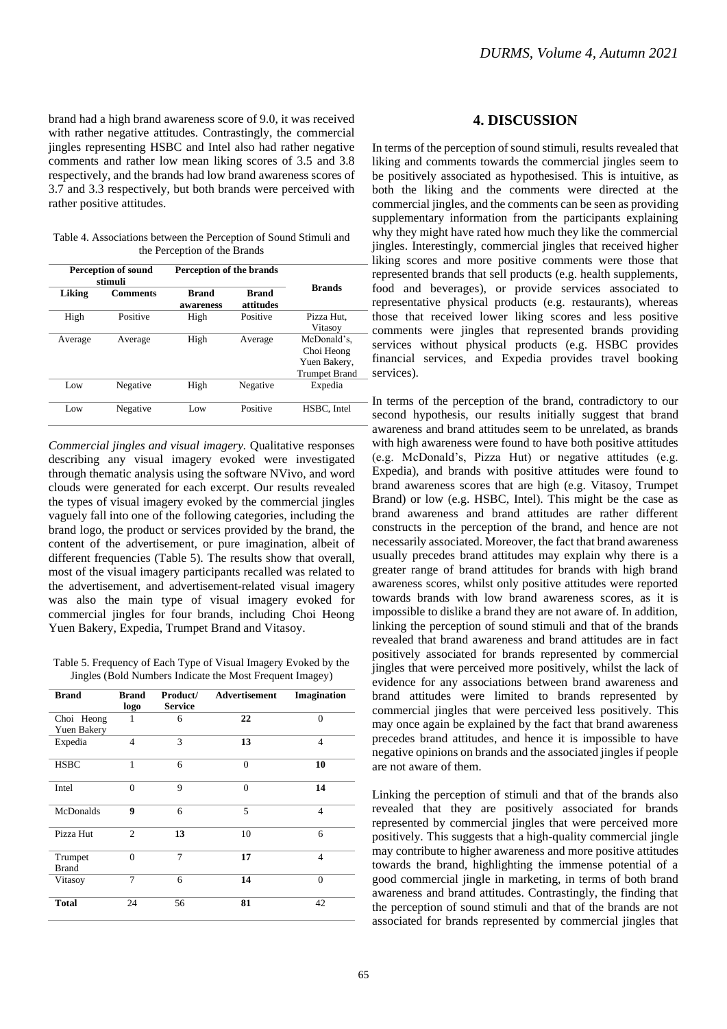brand had a high brand awareness score of 9.0, it was received with rather negative attitudes. Contrastingly, the commercial jingles representing HSBC and Intel also had rather negative comments and rather low mean liking scores of 3.5 and 3.8 respectively, and the brands had low brand awareness scores of 3.7 and 3.3 respectively, but both brands were perceived with rather positive attitudes.

Table 4. Associations between the Perception of Sound Stimuli and the Perception of the Brands

| Perception of sound stimuli | | Perception of the brands | | Brands |
|---|---|---|---|---|
| **Liking** | **Comments** | **Brand awareness** | **Brand attitudes** | |
| High | Positive | High | Positive | Pizza Hut, Vitasoy |
| Average | Average | High | Average | McDonald's, Choi Heong Yuen Bakery, Trumpet Brand |
| Low | Negative | High | Negative | Expedia |
| Low | Negative | Low | Positive | HSBC, Intel |

*Commercial jingles and visual imagery.* Qualitative responses describing any visual imagery evoked were investigated through thematic analysis using the software NVivo, and word clouds were generated for each excerpt. Our results revealed the types of visual imagery evoked by the commercial jingles vaguely fall into one of the following categories, including the brand logo, the product or services provided by the brand, the content of the advertisement, or pure imagination, albeit of different frequencies (Table 5). The results show that overall, most of the visual imagery participants recalled was related to the advertisement, and advertisement-related visual imagery was also the main type of visual imagery evoked for commercial jingles for four brands, including Choi Heong Yuen Bakery, Expedia, Trumpet Brand and Vitasoy.

Table 5. Frequency of Each Type of Visual Imagery Evoked by the Jingles (Bold Numbers Indicate the Most Frequent Imagey)

| Brand | Brand logo | Product/ Service | Advertisement | Imagination |
|---|---|---|---|---|
| Choi Heong Yuen Bakery | 1 | 6 | **22** | 0 |
| Expedia | 4 | 3 | **13** | 4 |
| HSBC | 1 | 6 | 0 | **10** |
| Intel | 0 | 9 | 0 | **14** |
| McDonalds | **9** | 6 | 5 | 4 |
| Pizza Hut | 2 | **13** | 10 | 6 |
| Trumpet Brand | 0 | 7 | **17** | 4 |
| Vitasoy | 7 | 6 | **14** | 0 |
| **Total** | 24 | 56 | 81 | 42 |

## 4. DISCUSSION

In terms of the perception of sound stimuli, results revealed that liking and comments towards the commercial jingles seem to be positively associated as hypothesised. This is intuitive, as both the liking and the comments were directed at the commercial jingles, and the comments can be seen as providing supplementary information from the participants explaining why they might have rated how much they like the commercial jingles. Interestingly, commercial jingles that received higher liking scores and more positive comments were those that represented brands that sell products (e.g. health supplements, food and beverages), or provide services associated to representative physical products (e.g. restaurants), whereas those that received lower liking scores and less positive comments were jingles that represented brands providing services without physical products (e.g. HSBC provides financial services, and Expedia provides travel booking services).

In terms of the perception of the brand, contradictory to our second hypothesis, our results initially suggest that brand awareness and brand attitudes seem to be unrelated, as brands with high awareness were found to have both positive attitudes (e.g. McDonald's, Pizza Hut) or negative attitudes (e.g. Expedia), and brands with positive attitudes were found to brand awareness scores that are high (e.g. Vitasoy, Trumpet Brand) or low (e.g. HSBC, Intel). This might be the case as brand awareness and brand attitudes are rather different constructs in the perception of the brand, and hence are not necessarily associated. Moreover, the fact that brand awareness usually precedes brand attitudes may explain why there is a greater range of brand attitudes for brands with high brand awareness scores, whilst only positive attitudes were reported towards brands with low brand awareness scores, as it is impossible to dislike a brand they are not aware of. In addition, linking the perception of sound stimuli and that of the brands revealed that brand awareness and brand attitudes are in fact positively associated for brands represented by commercial jingles that were perceived more positively, whilst the lack of evidence for any associations between brand awareness and brand attitudes were limited to brands represented by commercial jingles that were perceived less positively. This may once again be explained by the fact that brand awareness precedes brand attitudes, and hence it is impossible to have negative opinions on brands and the associated jingles if people are not aware of them.

Linking the perception of stimuli and that of the brands also revealed that they are positively associated for brands represented by commercial jingles that were perceived more positively. This suggests that a high-quality commercial jingle may contribute to higher awareness and more positive attitudes towards the brand, highlighting the immense potential of a good commercial jingle in marketing, in terms of both brand awareness and brand attitudes. Contrastingly, the finding that the perception of sound stimuli and that of the brands are not associated for brands represented by commercial jingles that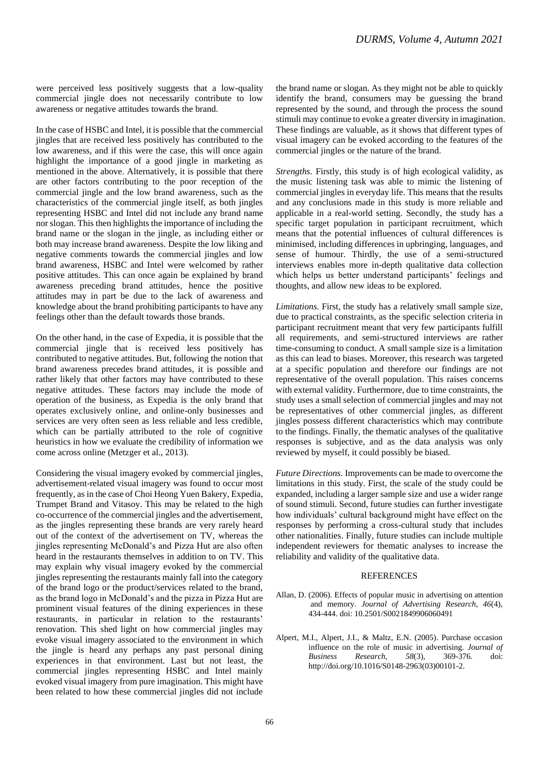were perceived less positively suggests that a low-quality commercial jingle does not necessarily contribute to low awareness or negative attitudes towards the brand.

In the case of HSBC and Intel, it is possible that the commercial jingles that are received less positively has contributed to the low awareness, and if this were the case, this will once again highlight the importance of a good jingle in marketing as mentioned in the above. Alternatively, it is possible that there are other factors contributing to the poor reception of the commercial jingle and the low brand awareness, such as the characteristics of the commercial jingle itself, as both jingles representing HSBC and Intel did not include any brand name nor slogan. This then highlights the importance of including the brand name or the slogan in the jingle, as including either or both may increase brand awareness. Despite the low liking and negative comments towards the commercial jingles and low brand awareness, HSBC and Intel were welcomed by rather positive attitudes. This can once again be explained by brand awareness preceding brand attitudes, hence the positive attitudes may in part be due to the lack of awareness and knowledge about the brand prohibiting participants to have any feelings other than the default towards those brands.

On the other hand, in the case of Expedia, it is possible that the commercial jingle that is received less positively has contributed to negative attitudes. But, following the notion that brand awareness precedes brand attitudes, it is possible and rather likely that other factors may have contributed to these negative attitudes. These factors may include the mode of operation of the business, as Expedia is the only brand that operates exclusively online, and online-only businesses and services are very often seen as less reliable and less credible, which can be partially attributed to the role of cognitive heuristics in how we evaluate the credibility of information we come across online (Metzger et al., 2013).

Considering the visual imagery evoked by commercial jingles, advertisement-related visual imagery was found to occur most frequently, as in the case of Choi Heong Yuen Bakery, Expedia, Trumpet Brand and Vitasoy. This may be related to the high co-occurrence of the commercial jingles and the advertisement, as the jingles representing these brands are very rarely heard out of the context of the advertisement on TV, whereas the jingles representing McDonald's and Pizza Hut are also often heard in the restaurants themselves in addition to on TV. This may explain why visual imagery evoked by the commercial jingles representing the restaurants mainly fall into the category of the brand logo or the product/services related to the brand, as the brand logo in McDonald's and the pizza in Pizza Hut are prominent visual features of the dining experiences in these restaurants, in particular in relation to the restaurants' renovation. This shed light on how commercial jingles may evoke visual imagery associated to the environment in which the jingle is heard any perhaps any past personal dining experiences in that environment. Last but not least, the commercial jingles representing HSBC and Intel mainly evoked visual imagery from pure imagination. This might have been related to how these commercial jingles did not include the brand name or slogan. As they might not be able to quickly identify the brand, consumers may be guessing the brand represented by the sound, and through the process the sound stimuli may continue to evoke a greater diversity in imagination. These findings are valuable, as it shows that different types of visual imagery can be evoked according to the features of the commercial jingles or the nature of the brand.

*Strengths.* Firstly, this study is of high ecological validity, as the music listening task was able to mimic the listening of commercial jingles in everyday life. This means that the results and any conclusions made in this study is more reliable and applicable in a real-world setting. Secondly, the study has a specific target population in participant recruitment, which means that the potential influences of cultural differences is minimised, including differences in upbringing, languages, and sense of humour. Thirdly, the use of a semi-structured interviews enables more in-depth qualitative data collection which helps us better understand participants' feelings and thoughts, and allow new ideas to be explored.

*Limitations.* First, the study has a relatively small sample size, due to practical constraints, as the specific selection criteria in participant recruitment meant that very few participants fulfill all requirements, and semi-structured interviews are rather time-consuming to conduct. A small sample size is a limitation as this can lead to biases. Moreover, this research was targeted at a specific population and therefore our findings are not representative of the overall population. This raises concerns with external validity. Furthermore, due to time constraints, the study uses a small selection of commercial jingles and may not be representatives of other commercial jingles, as different jingles possess different characteristics which may contribute to the findings. Finally, the thematic analyses of the qualitative responses is subjective, and as the data analysis was only reviewed by myself, it could possibly be biased.

*Future Directions.* Improvements can be made to overcome the limitations in this study. First, the scale of the study could be expanded, including a larger sample size and use a wider range of sound stimuli. Second, future studies can further investigate how individuals' cultural background might have effect on the responses by performing a cross-cultural study that includes other nationalities. Finally, future studies can include multiple independent reviewers for thematic analyses to increase the reliability and validity of the qualitative data.

## REFERENCES

Allan, D. (2006). Effects of popular music in advertising on attention and memory. *Journal of Advertising Research, 46*(4), 434-444. doi: 10.2501/S0021849906060491

Alpert, M.I., Alpert, J.I., & Maltz, E.N. (2005). Purchase occasion influence on the role of music in advertising. *Journal of Business Research, 58*(3), 369-376. doi: http://doi.org/10.1016/S0148-2963(03)00101-2.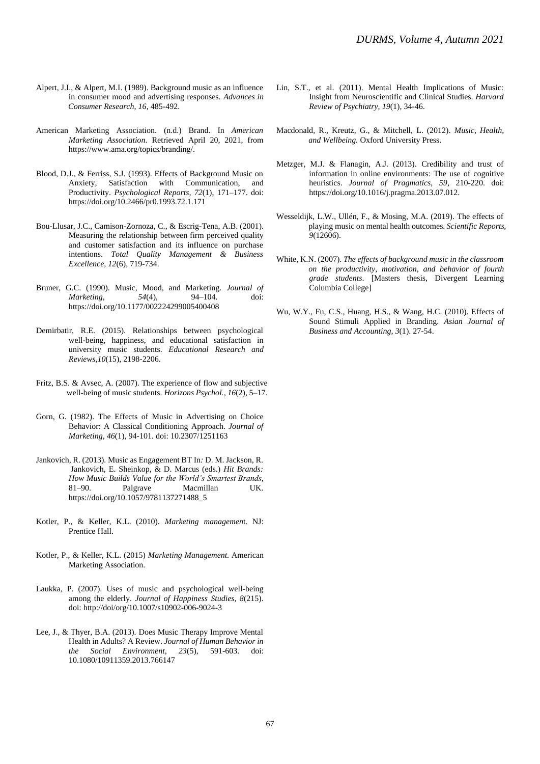Alpert, J.I., & Alpert, M.I. (1989). Background music as an influence in consumer mood and advertising responses. *Advances in Consumer Research, 16*, 485-492.

American Marketing Association. (n.d.) Brand. In *American Marketing Association*. Retrieved April 20, 2021, from https://www.ama.org/topics/branding/.

Blood, D.J., & Ferriss, S.J. (1993). Effects of Background Music on Anxiety, Satisfaction with Communication, and Productivity. *Psychological Reports, 72*(1), 171–177. doi: https://doi.org/10.2466/pr0.1993.72.1.171

Bou-Llusar, J.C., Camison-Zornoza, C., & Escrig-Tena, A.B. (2001). Measuring the relationship between firm perceived quality and customer satisfaction and its influence on purchase intentions. *Total Quality Management & Business Excellence, 12*(6), 719-734.

Bruner, G.C. (1990). Music, Mood, and Marketing. *Journal of Marketing, 54*(4), 94–104. doi: https://doi.org/10.1177/002224299005400408

Demirbatir, R.E. (2015). Relationships between psychological well-being, happiness, and educational satisfaction in university music students. *Educational Research and Reviews,10*(15), 2198-2206.

Fritz, B.S. & Avsec, A. (2007). The experience of flow and subjective well-being of music students. *Horizons Psychol., 16*(2), 5–17.

Gorn, G. (1982). The Effects of Music in Advertising on Choice Behavior: A Classical Conditioning Approach. *Journal of Marketing, 46*(1), 94-101. doi: 10.2307/1251163

Jankovich, R. (2013). Music as Engagement BT In*:* D. M. Jackson, R. Jankovich, E. Sheinkop, & D. Marcus (eds.) *Hit Brands: How Music Builds Value for the World's Smartest Brands*, 81–90. Palgrave Macmillan UK. https://doi.org/10.1057/9781137271488_5

Kotler, P., & Keller, K.L. (2010). *Marketing managemen*t. NJ: Prentice Hall.

Kotler, P., & Keller, K.L. (2015) *Marketing Management.* American Marketing Association.

Laukka, P. (2007). Uses of music and psychological well-being among the elderly. *Journal of Happiness Studies, 8*(215). doi: http://doi/org/10.1007/s10902-006-9024-3

Lee, J., & Thyer, B.A. (2013). Does Music Therapy Improve Mental Health in Adults? A Review. *Journal of Human Behavior in the Social Environment, 23*(5), 591-603. doi: 10.1080/10911359.2013.766147

Lin, S.T., et al. (2011). Mental Health Implications of Music: Insight from Neuroscientific and Clinical Studies. *Harvard Review of Psychiatry, 19*(1), 34-46.

Macdonald, R., Kreutz, G., & Mitchell, L. (2012). *Music, Health, and Wellbeing.* Oxford University Press.

Metzger, M.J. & Flanagin, A.J. (2013). Credibility and trust of information in online environments: The use of cognitive heuristics. *Journal of Pragmatics, 59*, 210-220. doi: https://doi.org/10.1016/j.pragma.2013.07.012.

Wesseldijk, L.W., Ullén, F., & Mosing, M.A. (2019). The effects of playing music on mental health outcomes. *Scientific Reports, 9*(12606).

White, K.N. (2007). *The effects of background music in the classroom on the productivity, motivation, and behavior of fourth grade students*. [Masters thesis, Divergent Learning Columbia College]

Wu, W.Y., Fu, C.S., Huang, H.S., & Wang, H.C. (2010). Effects of Sound Stimuli Applied in Branding. *Asian Journal of Business and Accounting, 3*(1). 27-54.